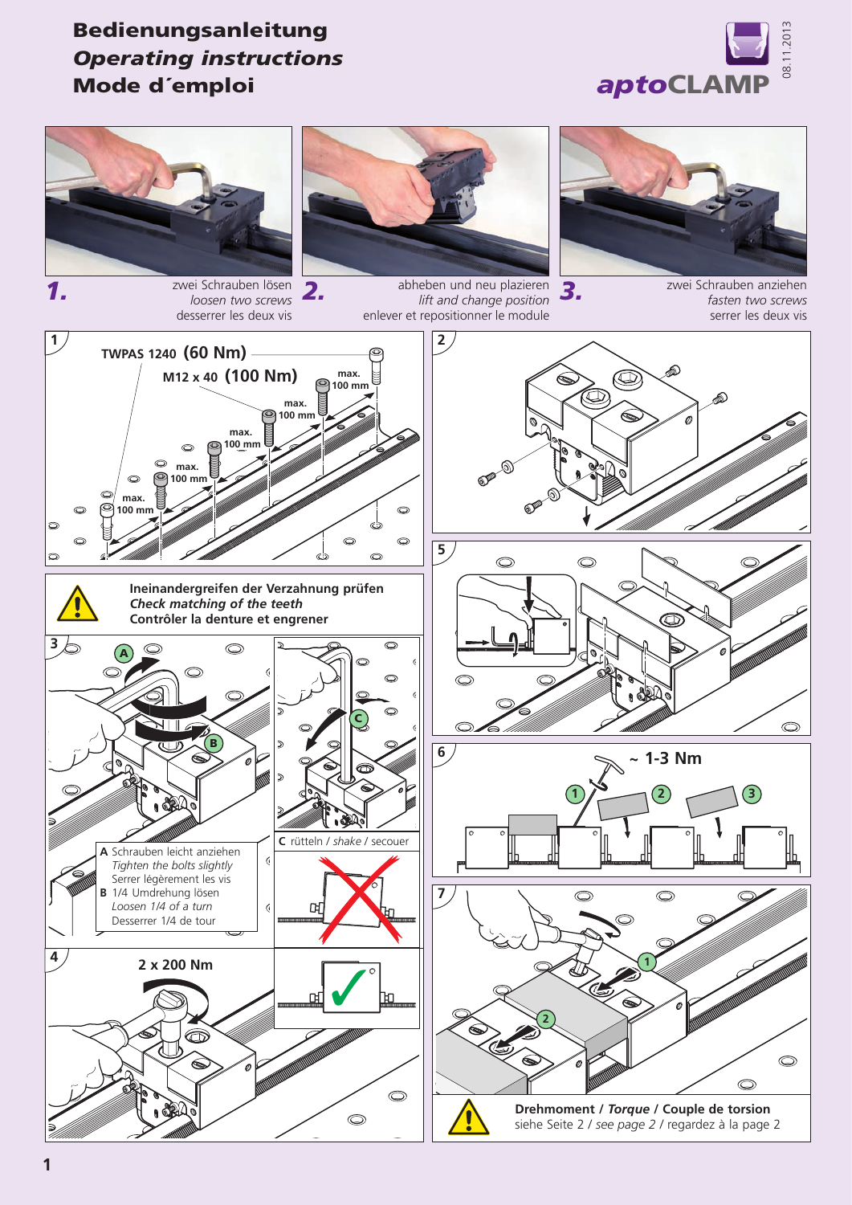# Bedienungsanleitung
# *Operating instructions*
# Mode d´emploi

aptoCLAMP

08.11.2013

**1.** zwei Schrauben lösen
*loosen two screws*
desserrer les deux vis

**2.** abheben und neu plazieren
*lift and change position*
enlever et repositionner le module

**3.** zwei Schrauben anziehen
*fasten two screws*
serrer les deux vis

**1**

TWPAS 1240 **(60 Nm)**

M12 x 40 **(100 Nm)**

max. 100 mm

max. 100 mm

max. 100 mm

max. 100 mm

max. 100 mm

**2**

**Ineinandergreifen der Verzahnung prüfen**
***Check matching of the teeth***
**Contrôler la denture et engrener**

**3**

**A** Schrauben leicht anziehen
*Tighten the bolts slightly*
Serrer légèrement les vis

**B** 1/4 Umdrehung lösen
*Loosen 1/4 of a turn*
Desserrer 1/4 de tour

**C** rütteln / *shake* / secouer

**4**

**2 x 200 Nm**

**5**

**6**

**~ 1-3 Nm**

**7**

**Drehmoment** / ***Torque*** / **Couple de torsion**
siehe Seite 2 / *see page 2* / regardez à la page 2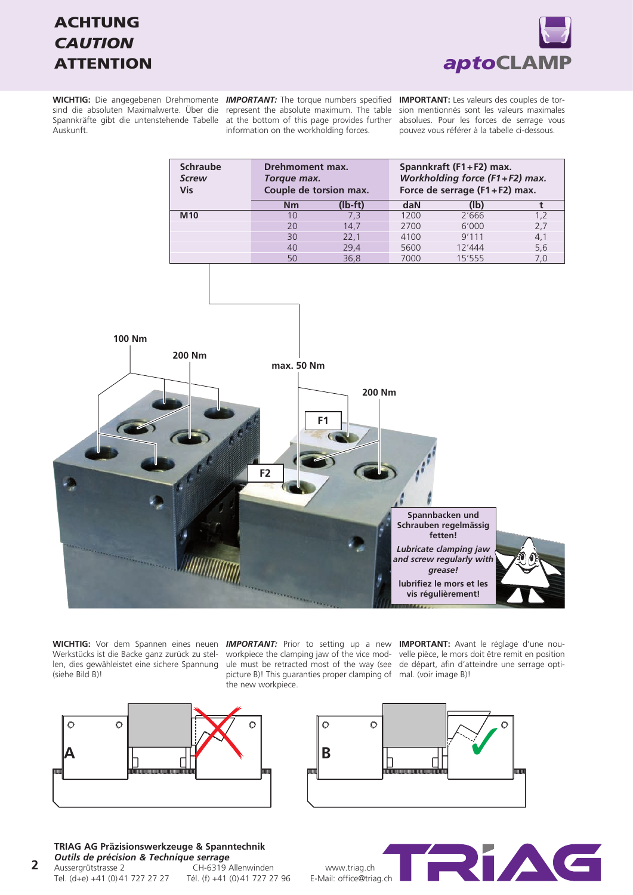# ACHTUNG
# *CAUTION*
# ATTENTION

aptoCLAMP

**WICHTIG:** Die angegebenen Drehmomente sind die absoluten Maximalwerte. Über die Spannkräfte gibt die untenstehende Tabelle Auskunft.

***IMPORTANT:*** *The torque numbers specified represent the absolute maximum. The table at the bottom of this page provides further information on the workholding forces.*

**IMPORTANT:** Les valeurs des couples de torsion mentionnés sont les valeurs maximales absolues. Pour les forces de serrage vous pouvez vous référer à la tabelle ci-dessous.

| Schraube *Screw* Vis | Drehmoment max. *Torque max.* Couple de torsion max. | | Spannkraft (F1+F2) max. *Workholding force (F1+F2) max.* Force de serrage (F1+F2) max. | | |
|---|---|---|---|---|---|
| | Nm | (lb-ft) | daN | (lb) | t |
| M10 | 10 | 7,3 | 1200 | 2'666 | 1,2 |
| | 20 | 14,7 | 2700 | 6'000 | 2,7 |
| | 30 | 22,1 | 4100 | 9'111 | 4,1 |
| | 40 | 29,4 | 5600 | 12'444 | 5,6 |
| | 50 | 36,8 | 7000 | 15'555 | 7,0 |

100 Nm

200 Nm

max. 50 Nm

200 Nm

F1

F2

Spannbacken und Schrauben regelmässig fetten!

*Lubricate clamping jaw and screw regularly with grease!*

lubrifiez le mors et les vis régulièrement!

**WICHTIG:** Vor dem Spannen eines neuen Werkstücks ist die Backe ganz zurück zu stellen, dies gewähleistet eine sichere Spannung (siehe Bild B)!

***IMPORTANT:*** *Prior to setting up a new workpiece the clamping jaw of the vice module must be retracted most of the way (see picture B)! This guaranties proper clamping of the new workpiece.*

**IMPORTANT:** Avant le réglage d'une nouvelle pièce, le mors doit être remit en position de départ, afin d'atteindre une serrage optimal. (voir image B)!

A

B

**TRIAG AG Präzisionswerkzeuge & Spanntechnik**
***Outils de précision & Technique serrage***
Aussergrütstrasse 2 CH-6319 Allenwinden
Tel. (d+e) +41 (0)41 727 27 27 Tél. (f) +41 (0)41 727 27 96
www.triag.ch
E-Mail: office@triag.ch

TRIAG